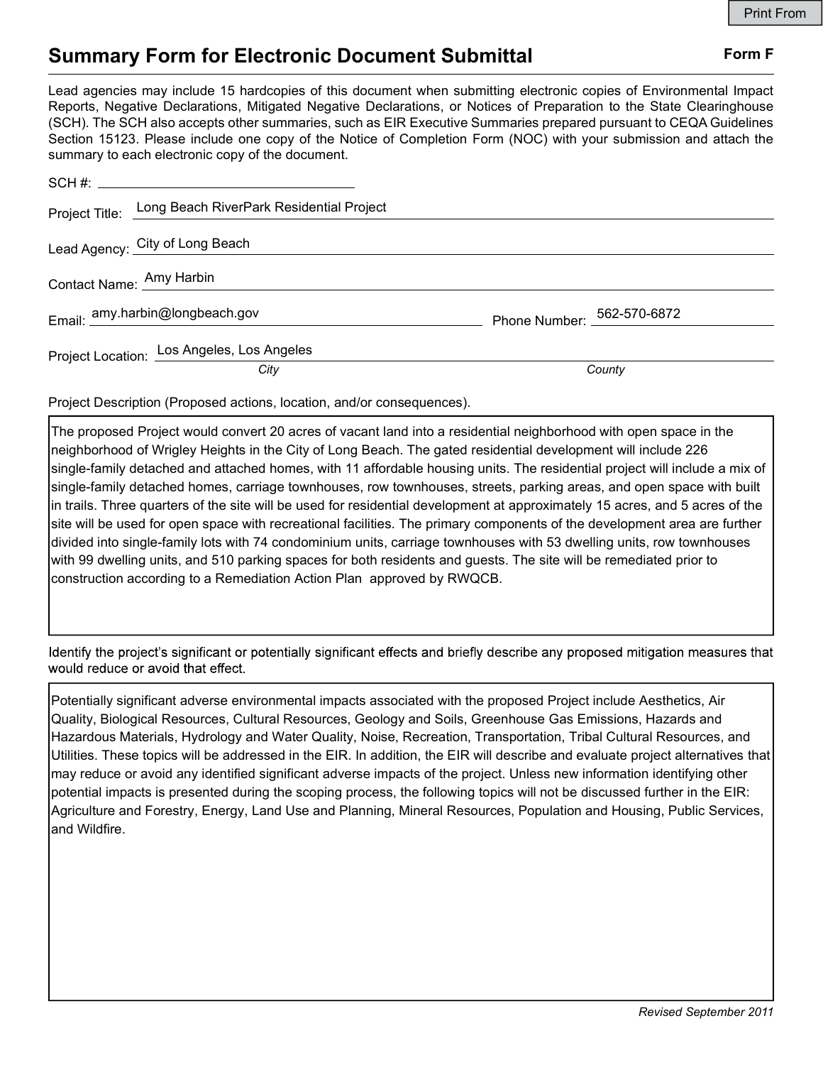Print From

# Summary Form for Electronic Document Submittal

**Form F**

Lead agencies may include 15 hardcopies of this document when submitting electronic copies of Environmental Impact Reports, Negative Declarations, Mitigated Negative Declarations, or Notices of Preparation to the State Clearinghouse (SCH). The SCH also accepts other summaries, such as EIR Executive Summaries prepared pursuant to CEQA Guidelines Section 15123. Please include one copy of the Notice of Completion Form (NOC) with your submission and attach the summary to each electronic copy of the document.

SCH #: 

Project Title: Long Beach RiverPark Residential Project

Lead Agency: City of Long Beach

Contact Name: Amy Harbin

Email: amy.harbin@longbeach.gov

Phone Number: 562-570-6872

Project Location: Los Angeles (*City*), Los Angeles (*County*)

Project Description (Proposed actions, location, and/or consequences).

The proposed Project would convert 20 acres of vacant land into a residential neighborhood with open space in the neighborhood of Wrigley Heights in the City of Long Beach. The gated residential development will include 226 single-family detached and attached homes, with 11 affordable housing units. The residential project will include a mix of single-family detached homes, carriage townhouses, row townhouses, streets, parking areas, and open space with built in trails. Three quarters of the site will be used for residential development at approximately 15 acres, and 5 acres of the site will be used for open space with recreational facilities. The primary components of the development area are further divided into single-family lots with 74 condominium units, carriage townhouses with 53 dwelling units, row townhouses with 99 dwelling units, and 510 parking spaces for both residents and guests. The site will be remediated prior to construction according to a Remediation Action Plan approved by RWQCB.

Identify the project's significant or potentially significant effects and briefly describe any proposed mitigation measures that would reduce or avoid that effect.

Potentially significant adverse environmental impacts associated with the proposed Project include Aesthetics, Air Quality, Biological Resources, Cultural Resources, Geology and Soils, Greenhouse Gas Emissions, Hazards and Hazardous Materials, Hydrology and Water Quality, Noise, Recreation, Transportation, Tribal Cultural Resources, and Utilities. These topics will be addressed in the EIR. In addition, the EIR will describe and evaluate project alternatives that may reduce or avoid any identified significant adverse impacts of the project. Unless new information identifying other potential impacts is presented during the scoping process, the following topics will not be discussed further in the EIR: Agriculture and Forestry, Energy, Land Use and Planning, Mineral Resources, Population and Housing, Public Services, and Wildfire.

*Revised September 2011*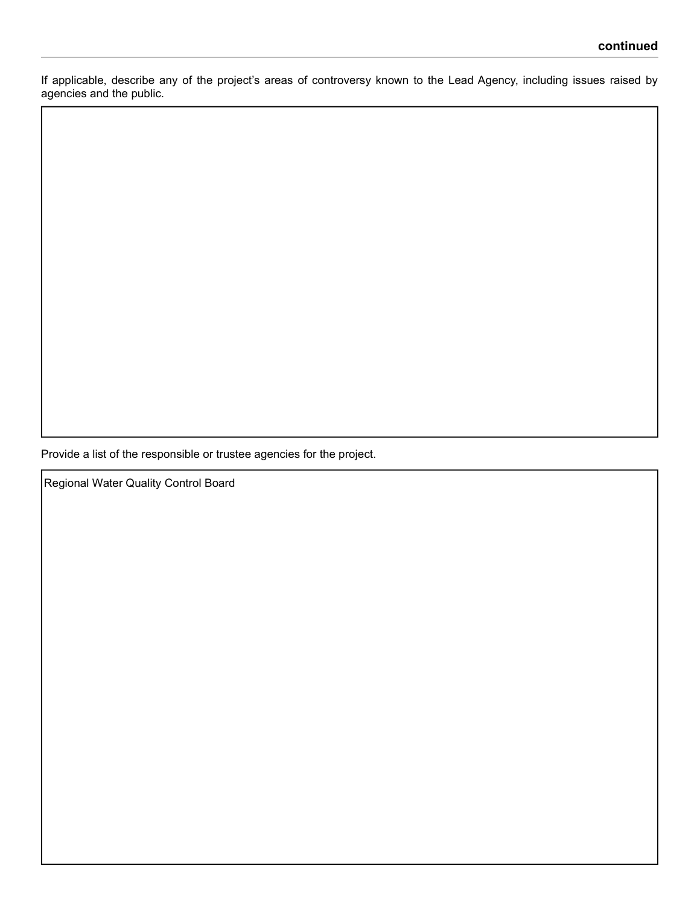**continued**

If applicable, describe any of the project's areas of controversy known to the Lead Agency, including issues raised by agencies and the public.

Provide a list of the responsible or trustee agencies for the project.

Regional Water Quality Control Board